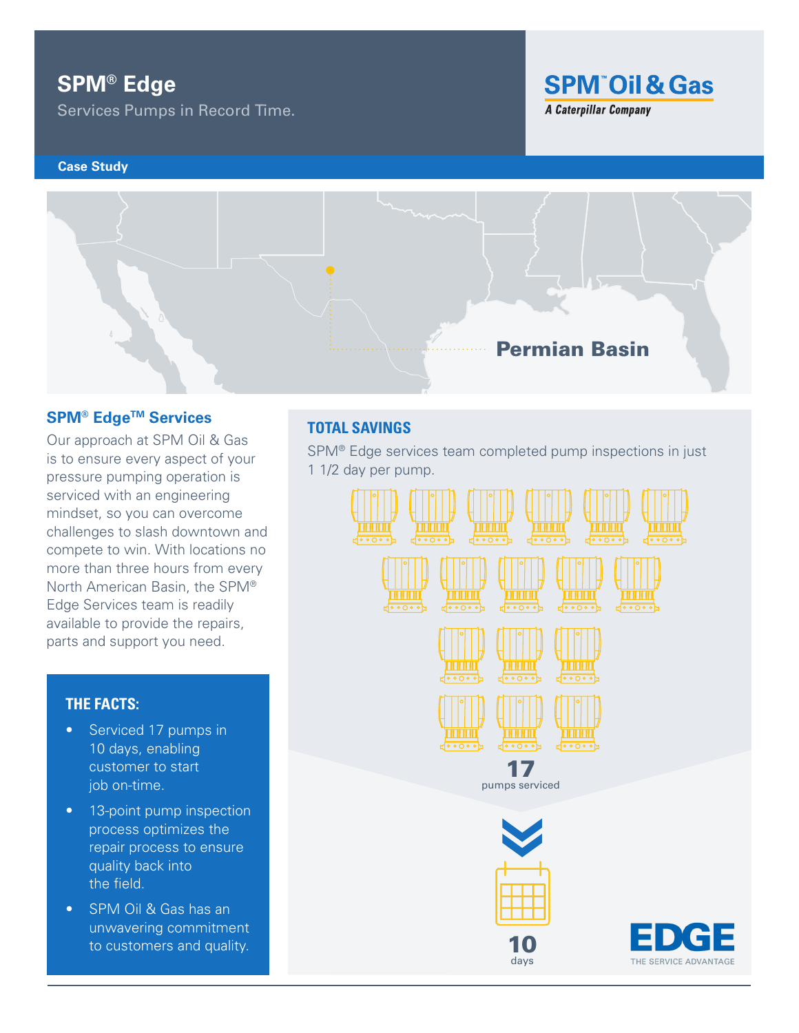# SPM® Edge

Services Pumps in Record Time.

SPM™ Oil & Gas

*A Caterpillar Company*

**Case Study**

Permian Basin

## SPM® Edge™ Services

Our approach at SPM Oil & Gas is to ensure every aspect of your pressure pumping operation is serviced with an engineering mindset, so you can overcome challenges to slash downtown and compete to win. With locations no more than three hours from every North American Basin, the SPM® Edge Services team is readily available to provide the repairs, parts and support you need.

### THE FACTS:

- Serviced 17 pumps in 10 days, enabling customer to start job on-time.
- 13-point pump inspection process optimizes the repair process to ensure quality back into the field.
- SPM Oil & Gas has an unwavering commitment to customers and quality.

## TOTAL SAVINGS

SPM® Edge services team completed pump inspections in just 1 1/2 day per pump.

**17**
pumps serviced

**10**
days

EDGE

THE SERVICE ADVANTAGE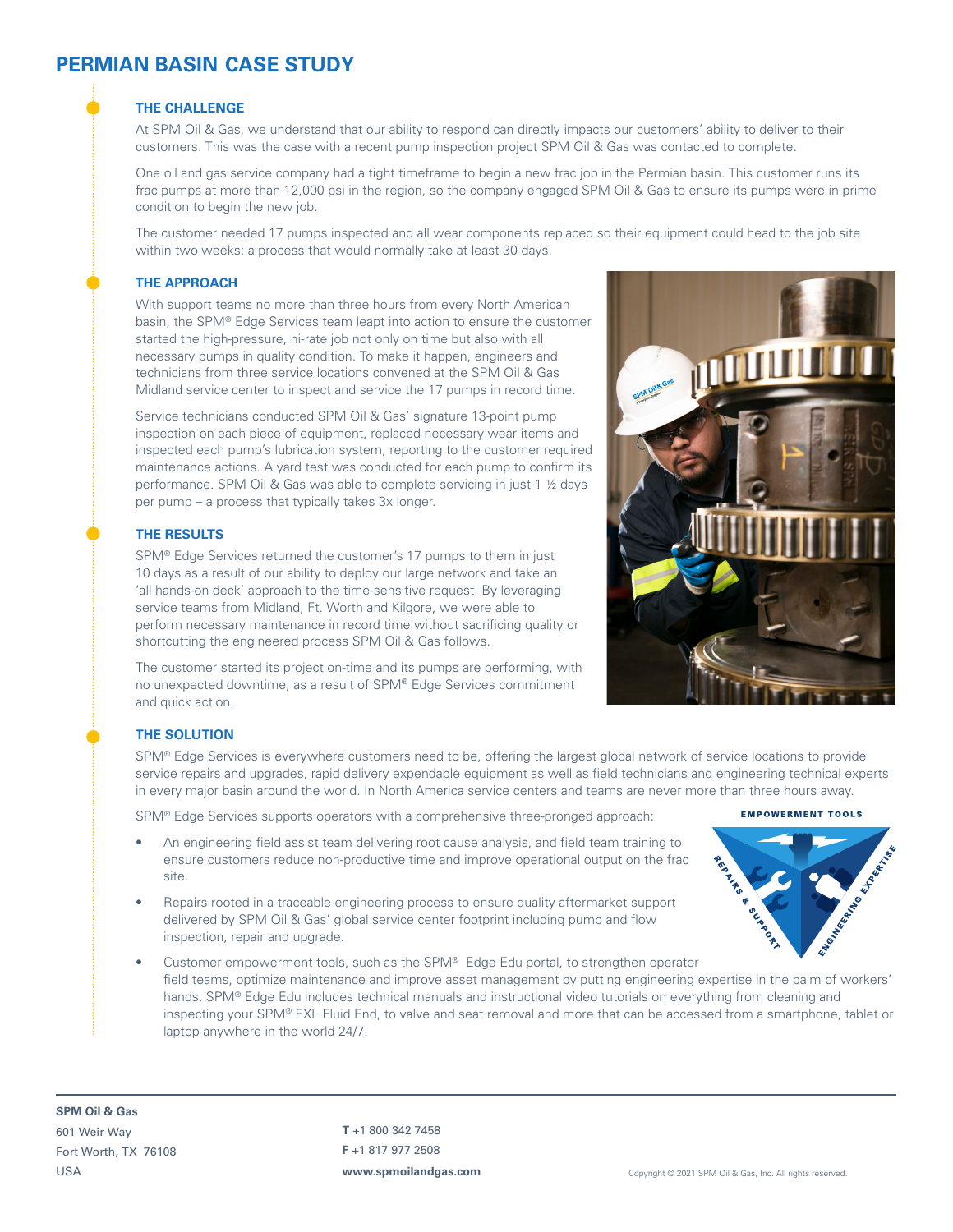# PERMIAN BASIN CASE STUDY

## THE CHALLENGE

At SPM Oil & Gas, we understand that our ability to respond can directly impacts our customers' ability to deliver to their customers. This was the case with a recent pump inspection project SPM Oil & Gas was contacted to complete.

One oil and gas service company had a tight timeframe to begin a new frac job in the Permian basin. This customer runs its frac pumps at more than 12,000 psi in the region, so the company engaged SPM Oil & Gas to ensure its pumps were in prime condition to begin the new job.

The customer needed 17 pumps inspected and all wear components replaced so their equipment could head to the job site within two weeks; a process that would normally take at least 30 days.

## THE APPROACH

With support teams no more than three hours from every North American basin, the SPM® Edge Services team leapt into action to ensure the customer started the high-pressure, hi-rate job not only on time but also with all necessary pumps in quality condition. To make it happen, engineers and technicians from three service locations convened at the SPM Oil & Gas Midland service center to inspect and service the 17 pumps in record time.

Service technicians conducted SPM Oil & Gas' signature 13-point pump inspection on each piece of equipment, replaced necessary wear items and inspected each pump's lubrication system, reporting to the customer required maintenance actions. A yard test was conducted for each pump to confirm its performance. SPM Oil & Gas was able to complete servicing in just 1 ½ days per pump – a process that typically takes 3x longer.

## THE RESULTS

SPM® Edge Services returned the customer's 17 pumps to them in just 10 days as a result of our ability to deploy our large network and take an 'all hands-on deck' approach to the time-sensitive request. By leveraging service teams from Midland, Ft. Worth and Kilgore, we were able to perform necessary maintenance in record time without sacrificing quality or shortcutting the engineered process SPM Oil & Gas follows.

The customer started its project on-time and its pumps are performing, with no unexpected downtime, as a result of SPM® Edge Services commitment and quick action.

## THE SOLUTION

SPM® Edge Services is everywhere customers need to be, offering the largest global network of service locations to provide service repairs and upgrades, rapid delivery expendable equipment as well as field technicians and engineering technical experts in every major basin around the world. In North America service centers and teams are never more than three hours away.

SPM® Edge Services supports operators with a comprehensive three-pronged approach:

- An engineering field assist team delivering root cause analysis, and field team training to ensure customers reduce non-productive time and improve operational output on the frac site.
- Repairs rooted in a traceable engineering process to ensure quality aftermarket support delivered by SPM Oil & Gas' global service center footprint including pump and flow inspection, repair and upgrade.
- Customer empowerment tools, such as the SPM® Edge Edu portal, to strengthen operator field teams, optimize maintenance and improve asset management by putting engineering expertise in the palm of workers' hands. SPM® Edge Edu includes technical manuals and instructional video tutorials on everything from cleaning and inspecting your SPM® EXL Fluid End, to valve and seat removal and more that can be accessed from a smartphone, tablet or laptop anywhere in the world 24/7.

EMPOWERMENT TOOLS

REPAIRS & SUPPORT

ENGINEERING EXPERTISE

**SPM Oil & Gas**
601 Weir Way
Fort Worth, TX 76108
USA

**T** +1 800 342 7458
**F** +1 817 977 2508
**www.spmoilandgas.com**

Copyright © 2021 SPM Oil & Gas, Inc. All rights reserved.